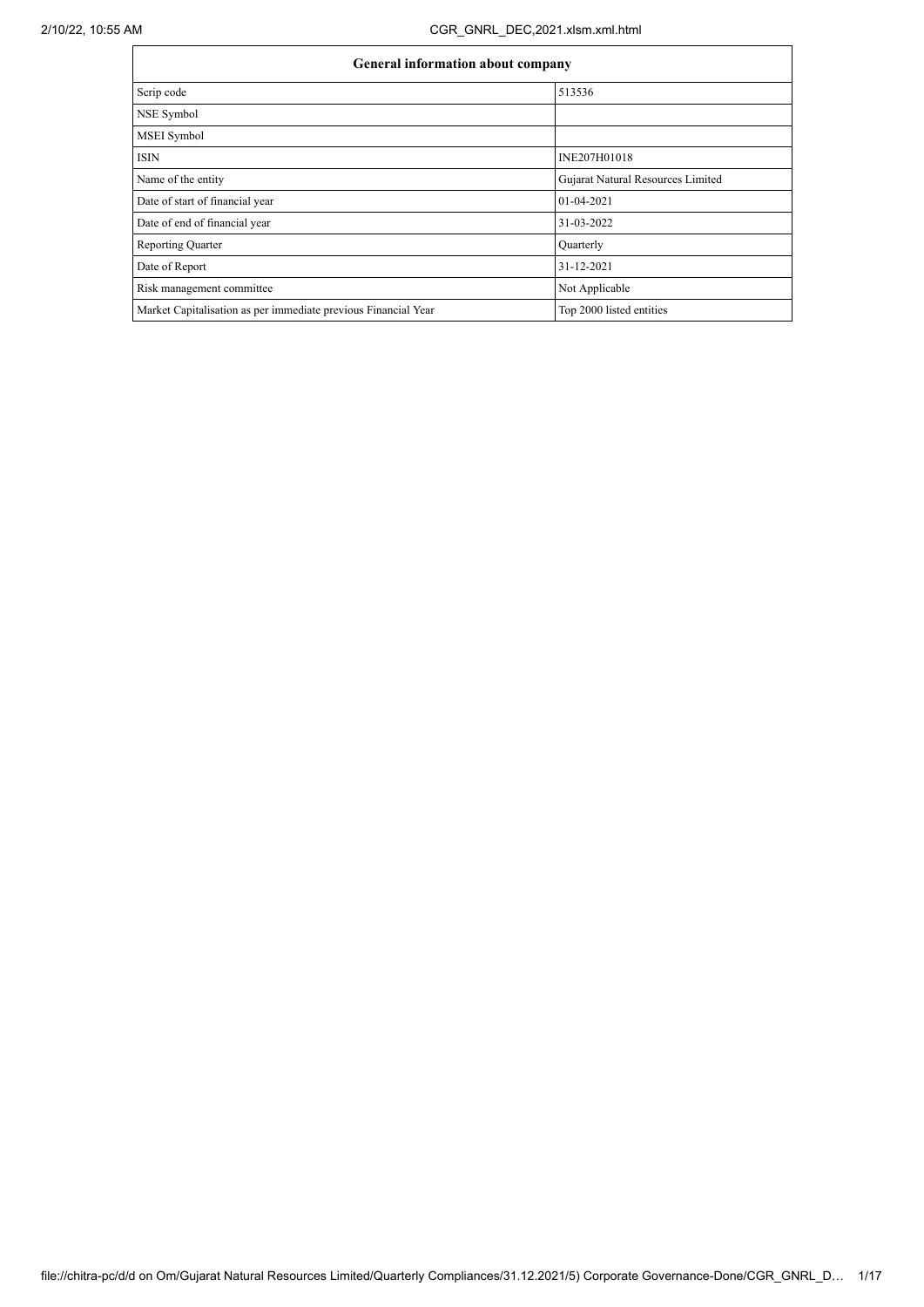| General information about company | |
|---|---|
| Scrip code | 513536 |
| NSE Symbol | |
| MSEI Symbol | |
| ISIN | INE207H01018 |
| Name of the entity | Gujarat Natural Resources Limited |
| Date of start of financial year | 01-04-2021 |
| Date of end of financial year | 31-03-2022 |
| Reporting Quarter | Quarterly |
| Date of Report | 31-12-2021 |
| Risk management committee | Not Applicable |
| Market Capitalisation as per immediate previous Financial Year | Top 2000 listed entities |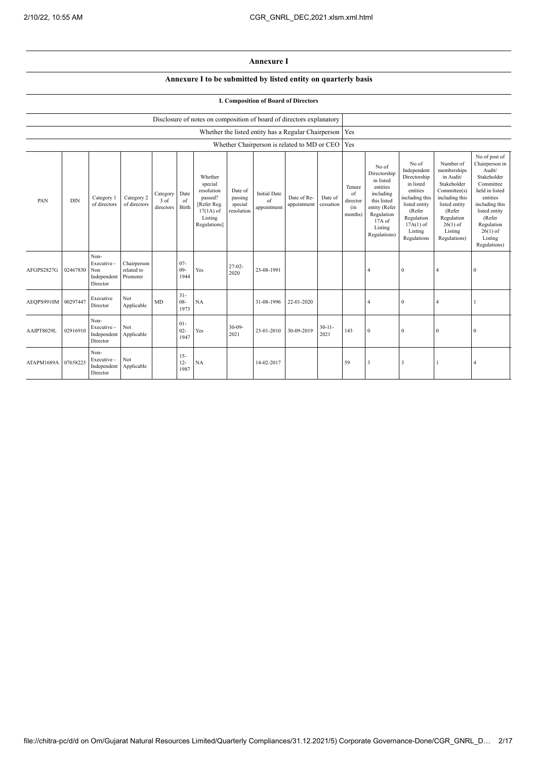# Annexure I

## Annexure I to be submitted by listed entity on quarterly basis

### I. Composition of Board of Directors

| Disclosure of notes on composition of board of directors explanatory | |
|---|---|
| Whether the listed entity has a Regular Chairperson | Yes |
| Whether Chairperson is related to MD or CEO | Yes |

| PAN | DIN | Category 1 of directors | Category 2 of directors | Category 3 of directors | Date of Birth | Whether special resolution passed? [Refer Reg. 17(1A) of Listing Regulations] | Date of passing special resolution | Initial Date of appointment | Date of Re-appointment | Date of cessation | Tenure of director (in months) | No of Directorship in listed entities including this listed entity (Refer Regulation 17A of Listing Regulations) | No of Independent Directorship in listed entities including this listed entity (Refer Regulation 17A(1) of Listing Regulations | Number of memberships in Audit/ Stakeholder Committee(s) including this listed entity (Refer Regulation 26(1) of Listing Regulations) | No of post of Chairperson in Audit/ Stakeholder Committee held in listed entities including this listed entity (Refer Regulation 26(1) of Listing Regulations) |
|---|---|---|---|---|---|---|---|---|---|---|---|---|---|---|---|
| AFGPS2827G | 02467830 | Non-Executive - Non Independent Director | Chairperson related to Promoter | | 07-09-1944 | Yes | 27-02-2020 | 23-08-1991 | | | | 4 | 0 | 4 | 0 |
| AEQPS9910M | 00297447 | Executive Director | Not Applicable | MD | 31-08-1973 | NA | | 31-08-1996 | 22-01-2020 | | | 4 | 0 | 4 | 1 |
| AAIPT8029L | 02916910 | Non-Executive - Independent Director | Not Applicable | | 01-02-1947 | Yes | 30-09-2021 | 23-01-2010 | 30-09-2019 | 30-11-2021 | 143 | 0 | 0 | 0 | 0 |
| ATAPM1689A | 07658223 | Non-Executive - Independent Director | Not Applicable | | 15-12-1987 | NA | | 14-02-2017 | | | 59 | 3 | 3 | 1 | 4 |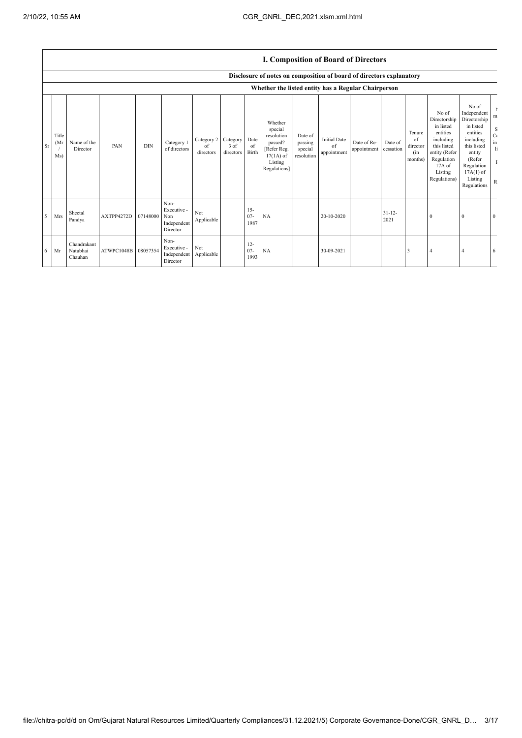## I. Composition of Board of Directors

### Disclosure of notes on composition of board of directors explanatory

### Whether the listed entity has a Regular Chairperson

| Sr | Title (Mr / Ms) | Name of the Director | PAN | DIN | Category 1 of directors | Category 2 of directors | Category 3 of directors | Date of Birth | Whether special resolution passed? [Refer Reg. 17(1A) of Listing Regulations] | Date of passing special resolution | Initial Date of appointment | Date of Re-appointment | Date of cessation | Tenure of director (in months) | No of Directorship in listed entities including this listed entity (Refer Regulation 17A of Listing Regulations) | No of Independent Directorship in listed entities including this listed entity (Refer Regulation 17A(1) of Listing Regulations | N m S C in li R |
|---|---|---|---|---|---|---|---|---|---|---|---|---|---|---|---|---|---|
| 5 | Mrs | Sheetal Pandya | AXTPP4272D | 07148000 | Non-Executive - Non Independent Director | Not Applicable | | 15-07-1987 | NA | | 20-10-2020 | | 31-12-2021 | | 0 | 0 | 0 |
| 6 | Mr | Chandrakant Natubhai Chauhan | ATWPC1048B | 08057354 | Non-Executive - Independent Director | Not Applicable | | 12-07-1993 | NA | | 30-09-2021 | | | 3 | 4 | 4 | 6 |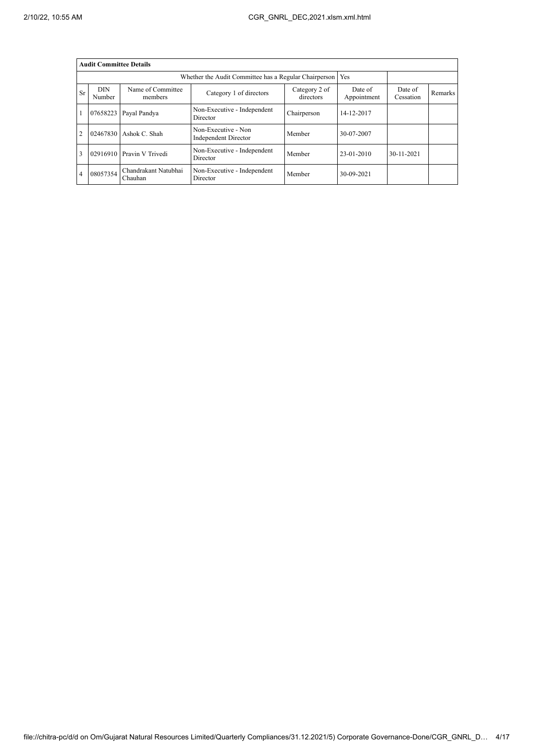| Audit Committee Details | | | | | | | |
|---|---|---|---|---|---|---|---|
| Whether the Audit Committee has a Regular Chairperson | | | | | Yes | | |
| Sr | DIN Number | Name of Committee members | Category 1 of directors | Category 2 of directors | Date of Appointment | Date of Cessation | Remarks |
| 1 | 07658223 | Payal Pandya | Non-Executive - Independent Director | Chairperson | 14-12-2017 | | |
| 2 | 02467830 | Ashok C. Shah | Non-Executive - Non Independent Director | Member | 30-07-2007 | | |
| 3 | 02916910 | Pravin V Trivedi | Non-Executive - Independent Director | Member | 23-01-2010 | 30-11-2021 | |
| 4 | 08057354 | Chandrakant Natubhai Chauhan | Non-Executive - Independent Director | Member | 30-09-2021 | | |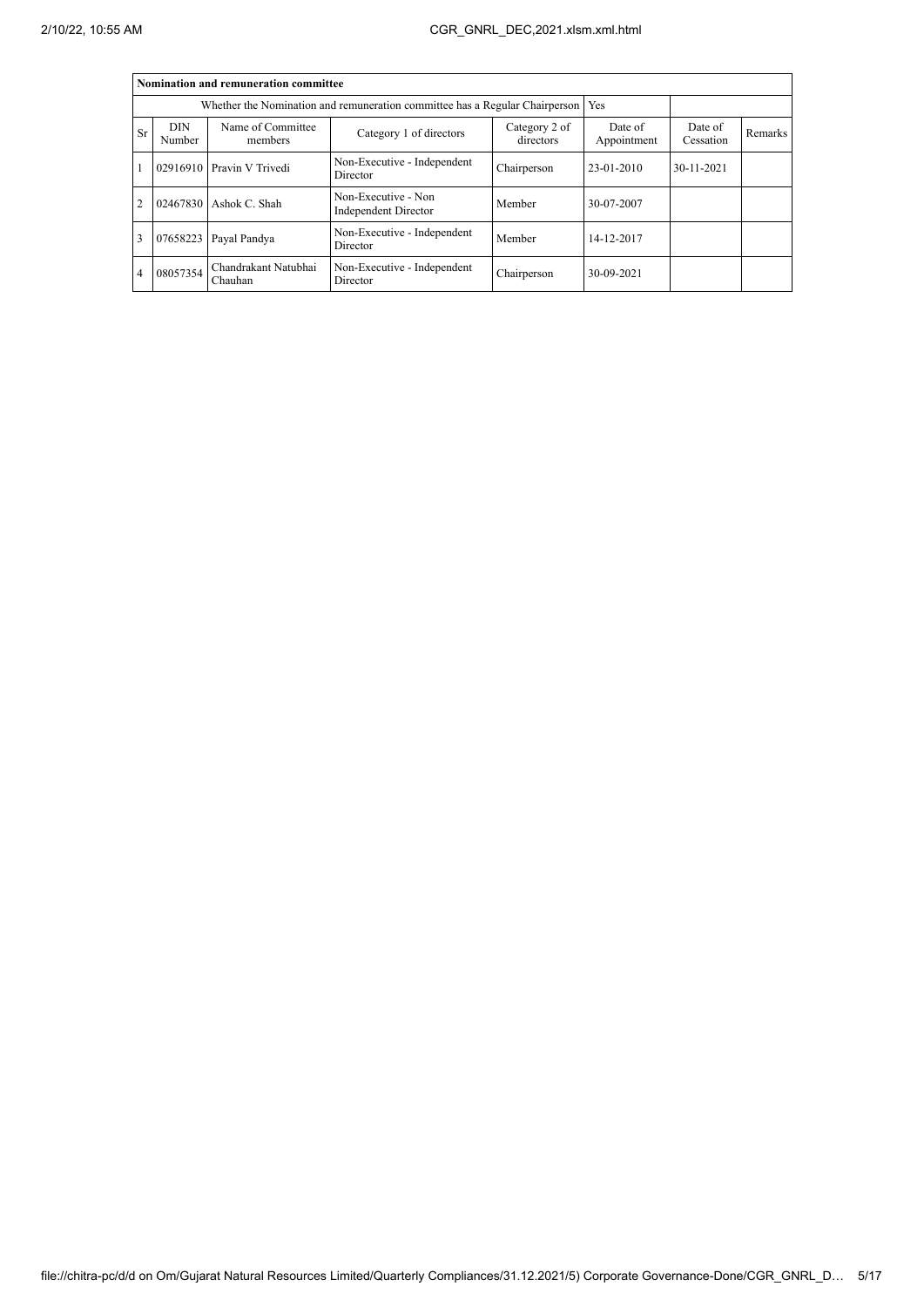| Nomination and remuneration committee | | | | | | | |
|---|---|---|---|---|---|---|---|
| Whether the Nomination and remuneration committee has a Regular Chairperson | | | | | Yes | | |
| Sr | DIN Number | Name of Committee members | Category 1 of directors | Category 2 of directors | Date of Appointment | Date of Cessation | Remarks |
| 1 | 02916910 | Pravin V Trivedi | Non-Executive - Independent Director | Chairperson | 23-01-2010 | 30-11-2021 | |
| 2 | 02467830 | Ashok C. Shah | Non-Executive - Non Independent Director | Member | 30-07-2007 | | |
| 3 | 07658223 | Payal Pandya | Non-Executive - Independent Director | Member | 14-12-2017 | | |
| 4 | 08057354 | Chandrakant Natubhai Chauhan | Non-Executive - Independent Director | Chairperson | 30-09-2021 | | |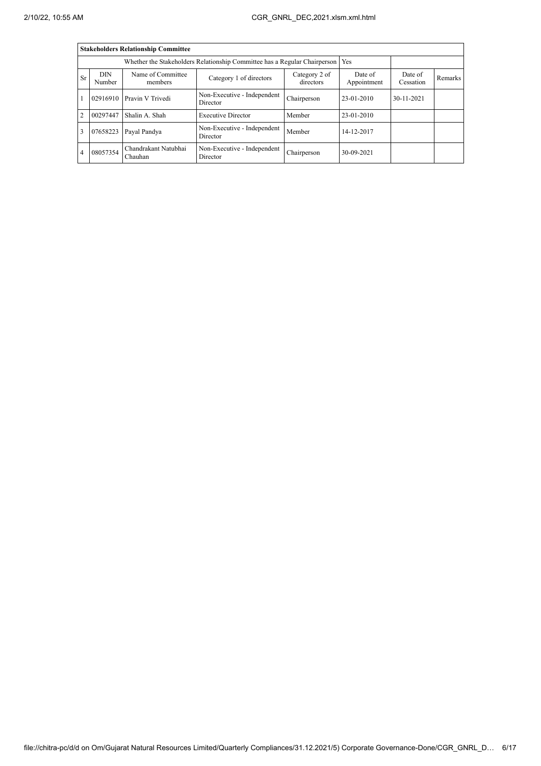| Stakeholders Relationship Committee | | | | | | | |
|---|---|---|---|---|---|---|---|
| Whether the Stakeholders Relationship Committee has a Regular Chairperson | | | | | Yes | | |
| Sr | DIN Number | Name of Committee members | Category 1 of directors | Category 2 of directors | Date of Appointment | Date of Cessation | Remarks |
| 1 | 02916910 | Pravin V Trivedi | Non-Executive - Independent Director | Chairperson | 23-01-2010 | 30-11-2021 | |
| 2 | 00297447 | Shalin A. Shah | Executive Director | Member | 23-01-2010 | | |
| 3 | 07658223 | Payal Pandya | Non-Executive - Independent Director | Member | 14-12-2017 | | |
| 4 | 08057354 | Chandrakant Natubhai Chauhan | Non-Executive - Independent Director | Chairperson | 30-09-2021 | | |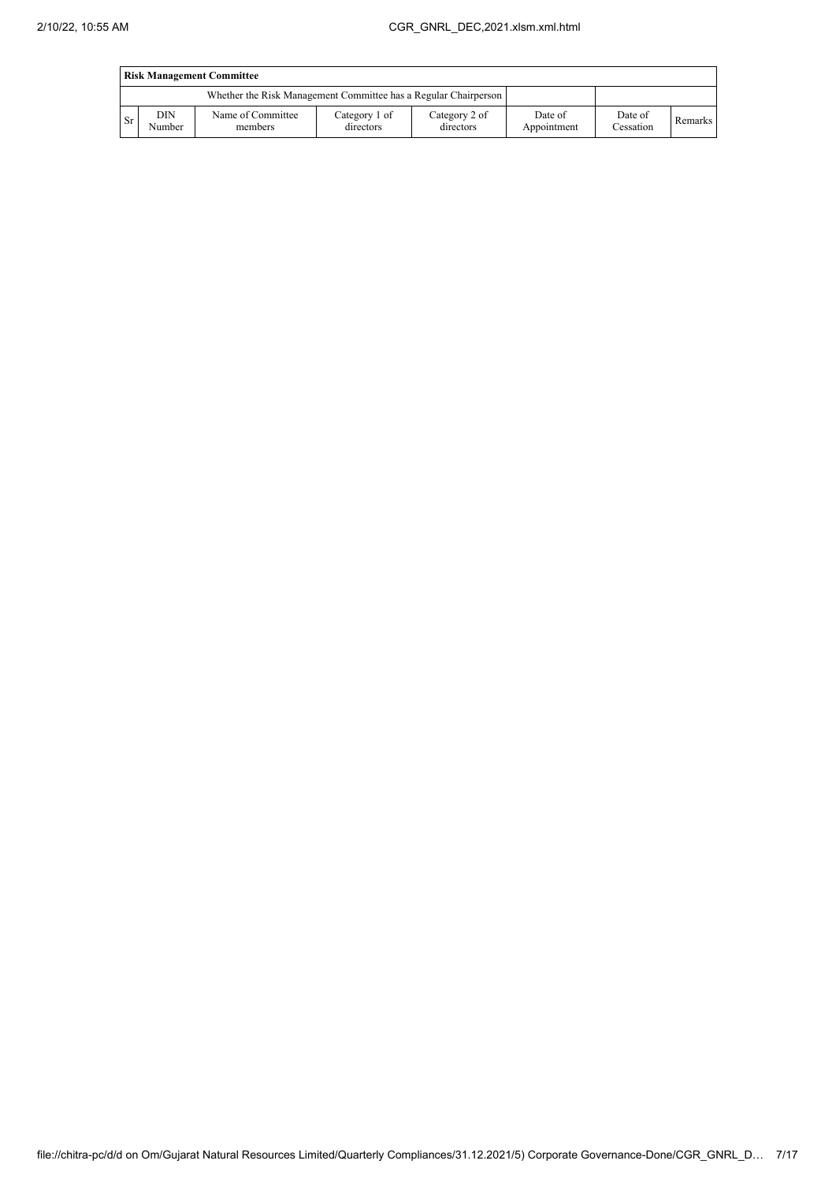| **Risk Management Committee** | | | | | | | |
|---|---|---|---|---|---|---|---|
| Whether the Risk Management Committee has a Regular Chairperson | | | | | | | |
| Sr | DIN Number | Name of Committee members | Category 1 of directors | Category 2 of directors | Date of Appointment | Date of Cessation | Remarks |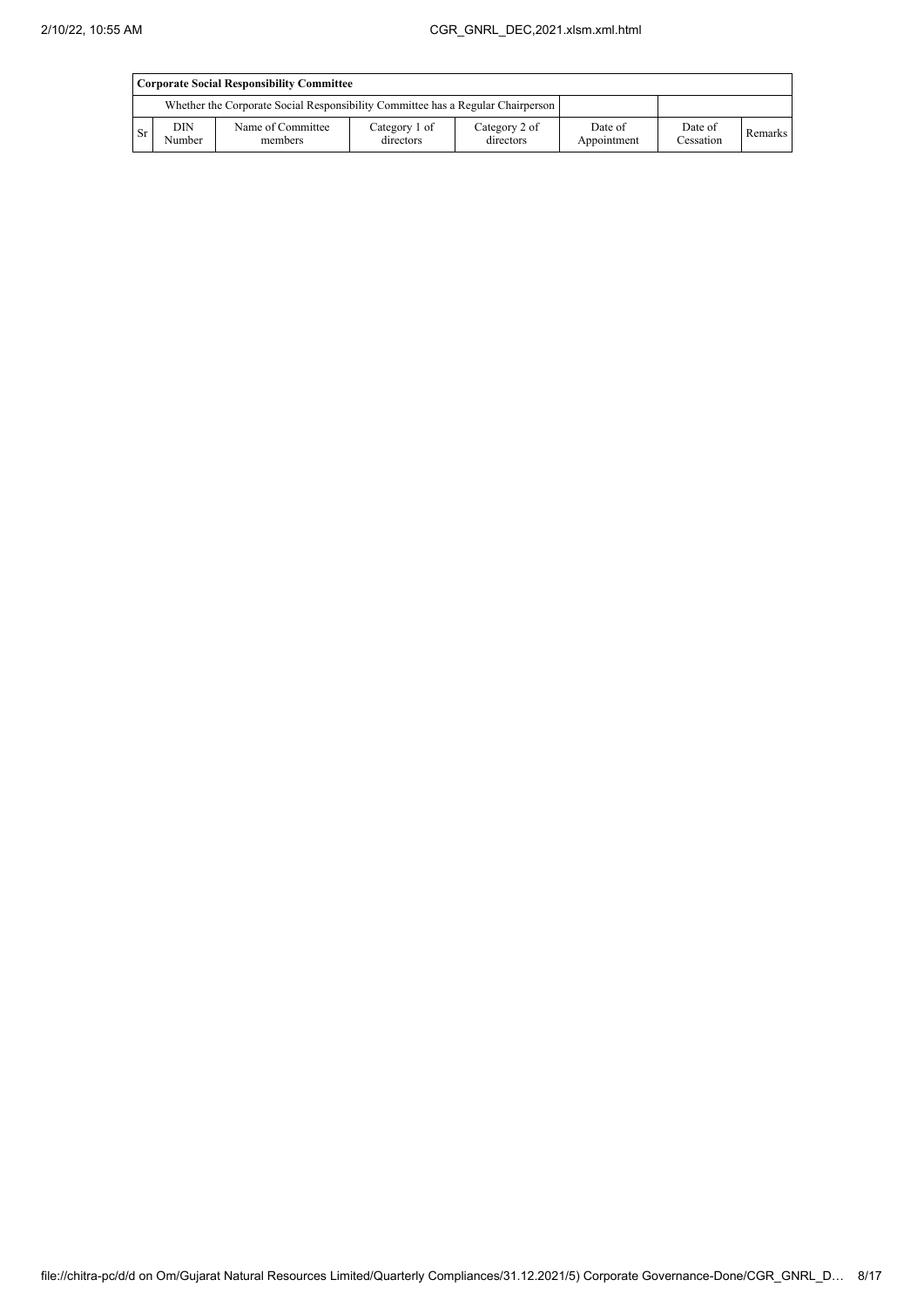| Corporate Social Responsibility Committee | | | | | | | |
|---|---|---|---|---|---|---|---|
| Whether the Corporate Social Responsibility Committee has a Regular Chairperson | | | | | | | |
| Sr | DIN Number | Name of Committee members | Category 1 of directors | Category 2 of directors | Date of Appointment | Date of Cessation | Remarks |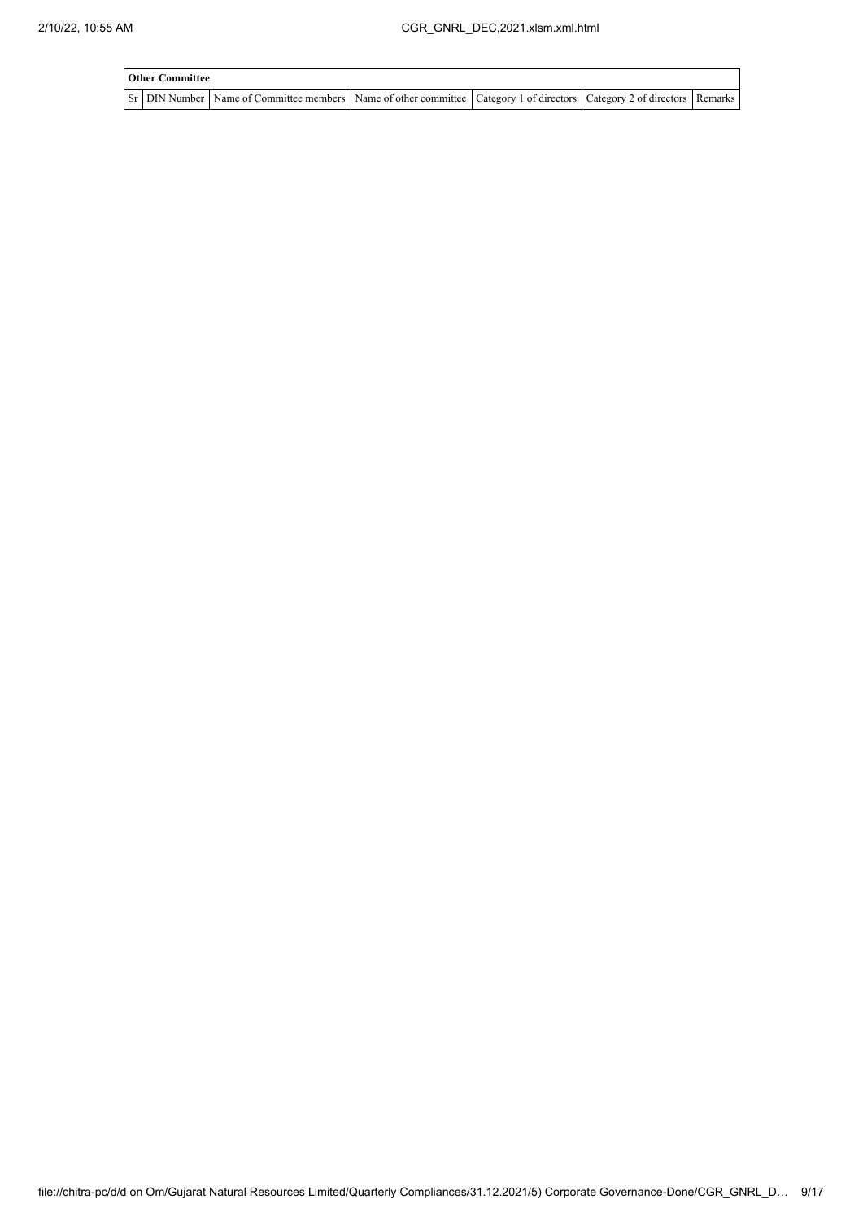| Other Committee | | | | | | |
|---|---|---|---|---|---|---|
| Sr | DIN Number | Name of Committee members | Name of other committee | Category 1 of directors | Category 2 of directors | Remarks |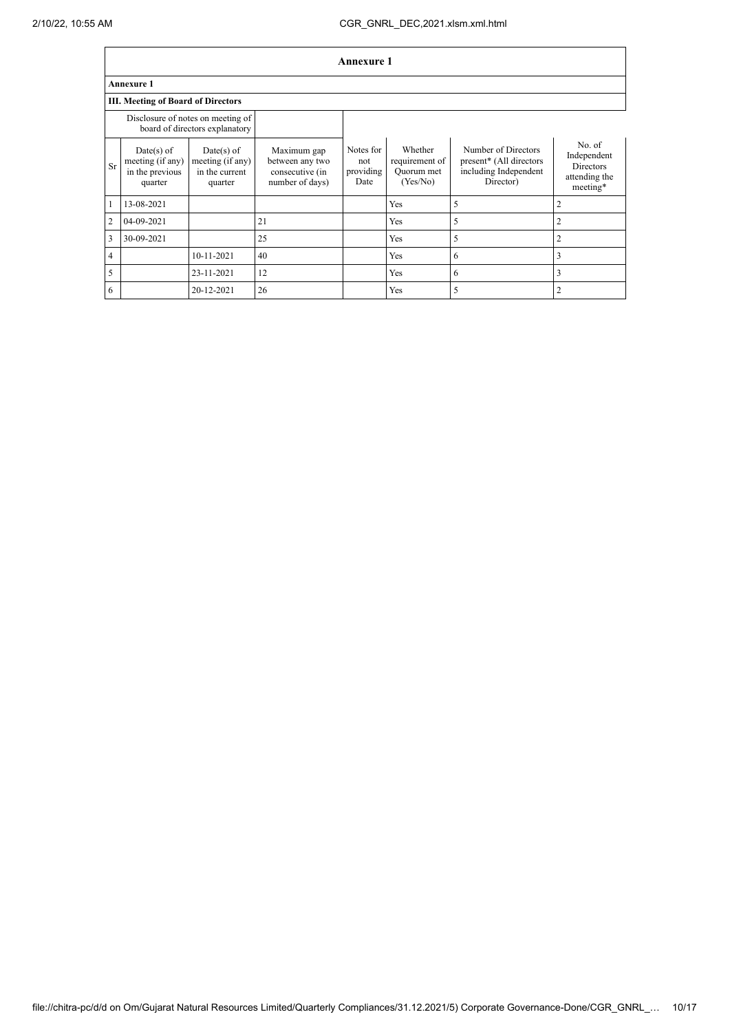## Annexure 1

**Annexure 1**

**III. Meeting of Board of Directors**

| | Disclosure of notes on meeting of board of directors explanatory | | | | | | |
|---|---|---|---|---|---|---|---|
| Sr | Date(s) of meeting (if any) in the previous quarter | Date(s) of meeting (if any) in the current quarter | Maximum gap between any two consecutive (in number of days) | Notes for not providing Date | Whether requirement of Quorum met (Yes/No) | Number of Directors present* (All directors including Independent Director) | No. of Independent Directors attending the meeting* |
| 1 | 13-08-2021 | | | | Yes | 5 | 2 |
| 2 | 04-09-2021 | | 21 | | Yes | 5 | 2 |
| 3 | 30-09-2021 | | 25 | | Yes | 5 | 2 |
| 4 | | 10-11-2021 | 40 | | Yes | 6 | 3 |
| 5 | | 23-11-2021 | 12 | | Yes | 6 | 3 |
| 6 | | 20-12-2021 | 26 | | Yes | 5 | 2 |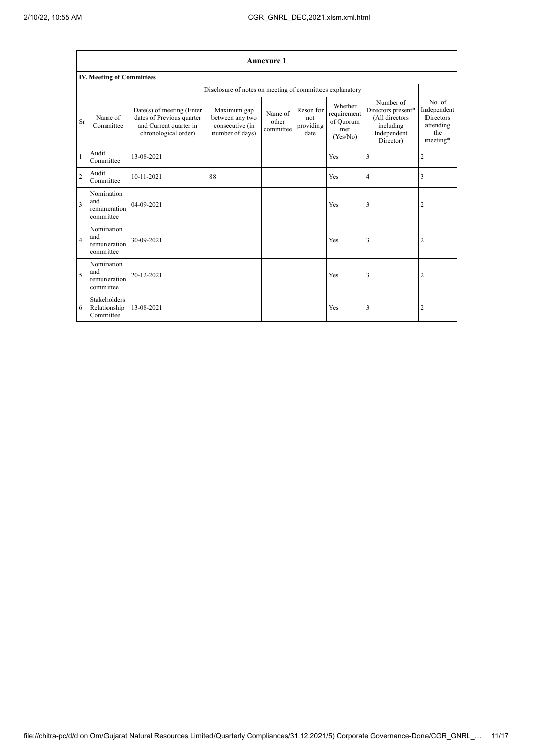## Annexure 1

### IV. Meeting of Committees

Disclosure of notes on meeting of committees explanatory

| Sr | Name of Committee | Date(s) of meeting (Enter dates of Previous quarter and Current quarter in chronological order) | Maximum gap between any two consecutive (in number of days) | Name of other committee | Reson for not providing date | Whether requirement of Quorum met (Yes/No) | Number of Directors present* (All directors including Independent Director) | No. of Independent Directors attending the meeting* |
|---|---|---|---|---|---|---|---|---|
| 1 | Audit Committee | 13-08-2021 | | | | Yes | 3 | 2 |
| 2 | Audit Committee | 10-11-2021 | 88 | | | Yes | 4 | 3 |
| 3 | Nomination and remuneration committee | 04-09-2021 | | | | Yes | 3 | 2 |
| 4 | Nomination and remuneration committee | 30-09-2021 | | | | Yes | 3 | 2 |
| 5 | Nomination and remuneration committee | 20-12-2021 | | | | Yes | 3 | 2 |
| 6 | Stakeholders Relationship Committee | 13-08-2021 | | | | Yes | 3 | 2 |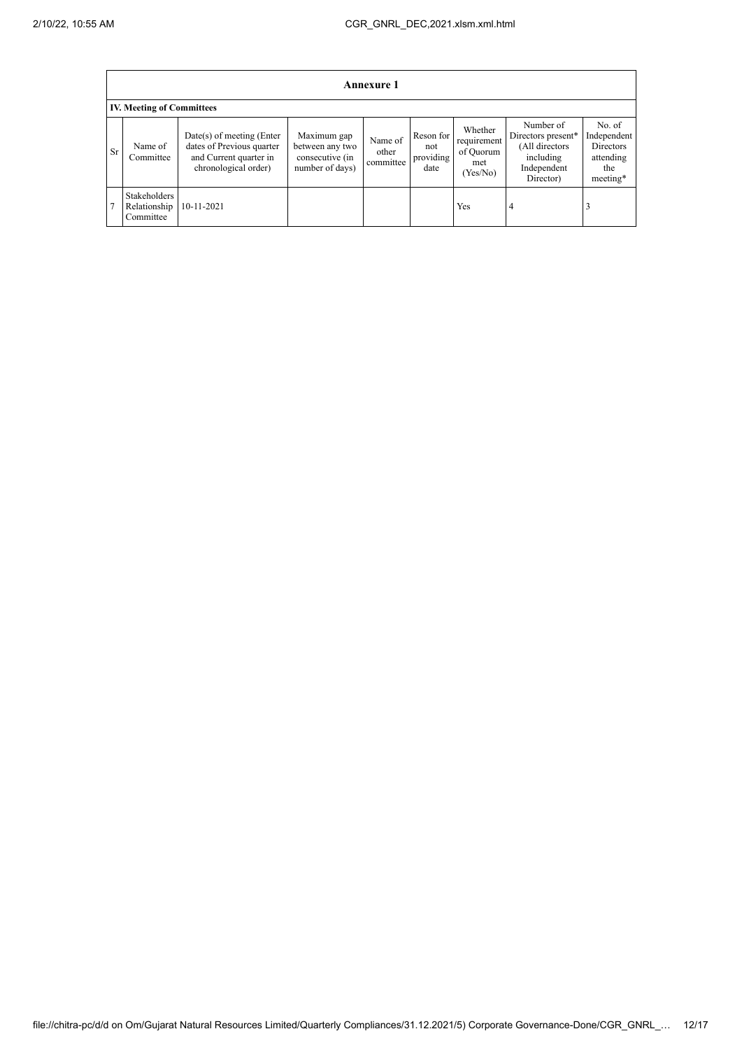| Annexure 1 | | | | | | | | |
|---|---|---|---|---|---|---|---|---|
| **IV. Meeting of Committees** | | | | | | | | |
| Sr | Name of Committee | Date(s) of meeting (Enter dates of Previous quarter and Current quarter in chronological order) | Maximum gap between any two consecutive (in number of days) | Name of other committee | Reson for not providing date | Whether requirement of Quorum met (Yes/No) | Number of Directors present* (All directors including Independent Director) | No. of Independent Directors attending the meeting* |
| 7 | Stakeholders Relationship Committee | 10-11-2021 | | | | Yes | 4 | 3 |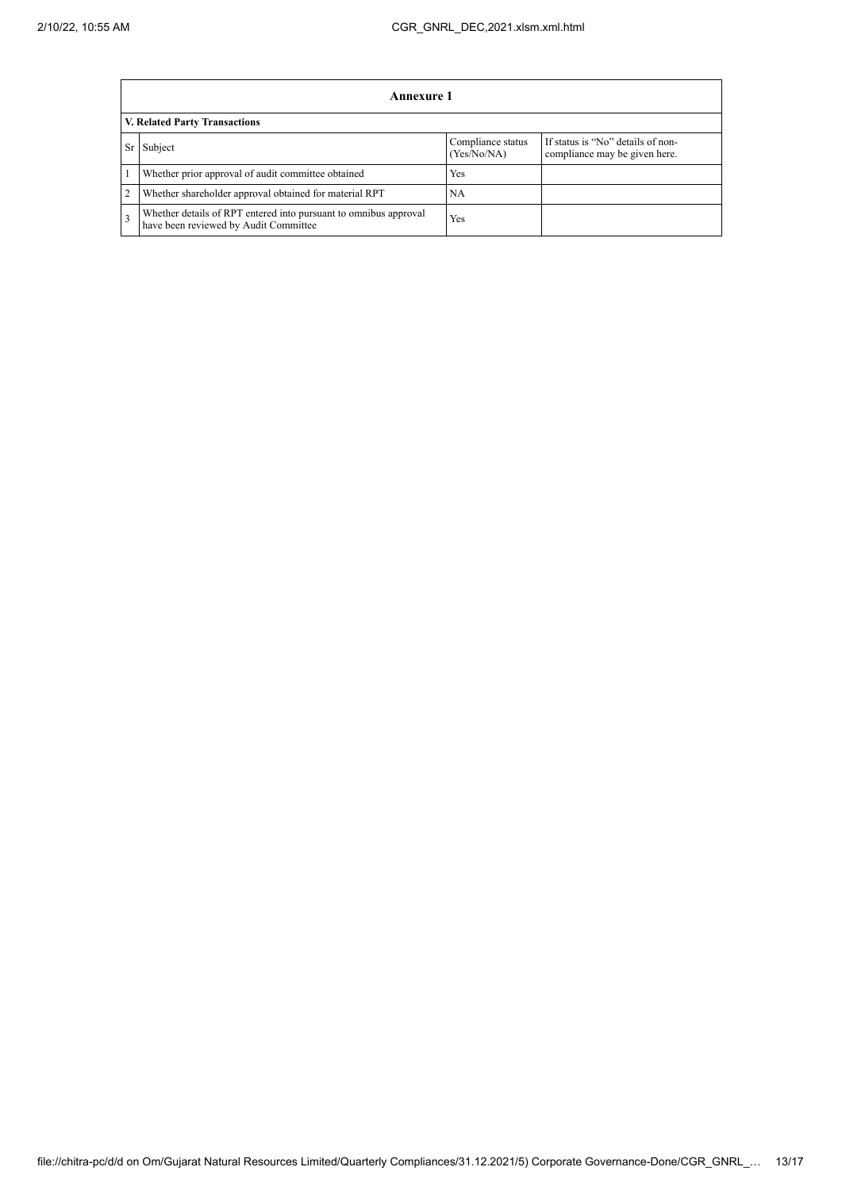## Annexure 1

### V. Related Party Transactions

| Sr | Subject | Compliance status (Yes/No/NA) | If status is "No" details of non-compliance may be given here. |
|---|---|---|---|
| 1 | Whether prior approval of audit committee obtained | Yes | |
| 2 | Whether shareholder approval obtained for material RPT | NA | |
| 3 | Whether details of RPT entered into pursuant to omnibus approval have been reviewed by Audit Committee | Yes | |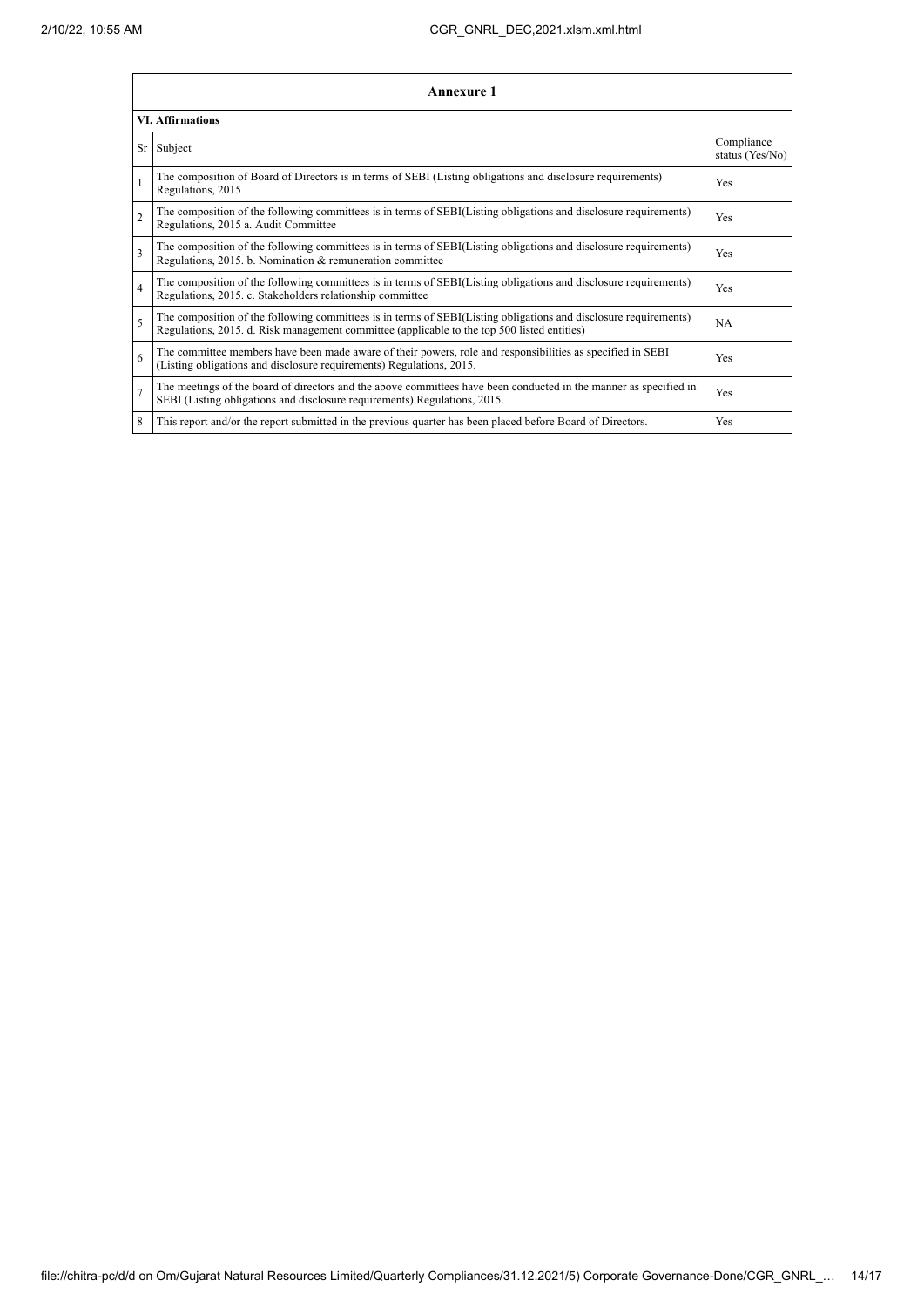## Annexure 1

### VI. Affirmations

| Sr | Subject | Compliance status (Yes/No) |
|---|---|---|
| 1 | The composition of Board of Directors is in terms of SEBI (Listing obligations and disclosure requirements) Regulations, 2015 | Yes |
| 2 | The composition of the following committees is in terms of SEBI(Listing obligations and disclosure requirements) Regulations, 2015 a. Audit Committee | Yes |
| 3 | The composition of the following committees is in terms of SEBI(Listing obligations and disclosure requirements) Regulations, 2015. b. Nomination & remuneration committee | Yes |
| 4 | The composition of the following committees is in terms of SEBI(Listing obligations and disclosure requirements) Regulations, 2015. c. Stakeholders relationship committee | Yes |
| 5 | The composition of the following committees is in terms of SEBI(Listing obligations and disclosure requirements) Regulations, 2015. d. Risk management committee (applicable to the top 500 listed entities) | NA |
| 6 | The committee members have been made aware of their powers, role and responsibilities as specified in SEBI (Listing obligations and disclosure requirements) Regulations, 2015. | Yes |
| 7 | The meetings of the board of directors and the above committees have been conducted in the manner as specified in SEBI (Listing obligations and disclosure requirements) Regulations, 2015. | Yes |
| 8 | This report and/or the report submitted in the previous quarter has been placed before Board of Directors. | Yes |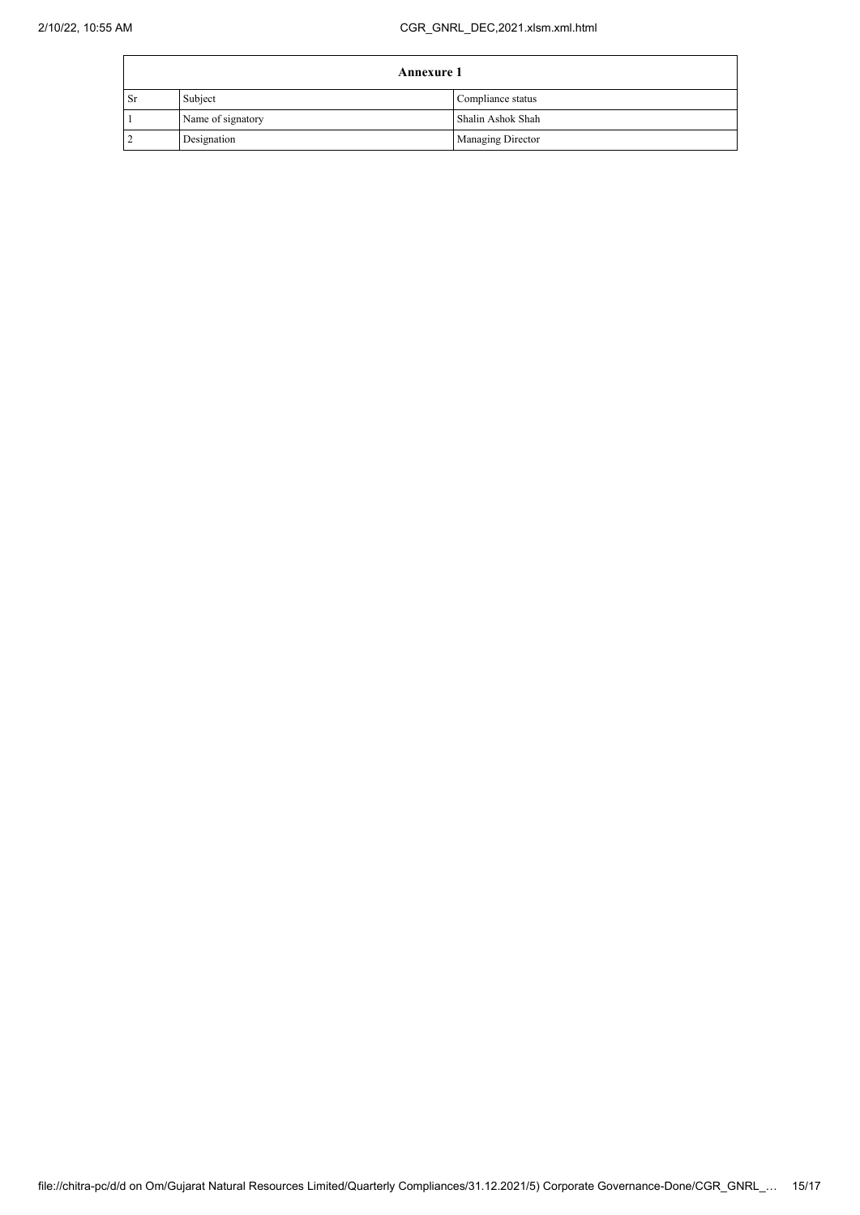| Annexure 1 | | |
|---|---|---|
| Sr | Subject | Compliance status |
| 1 | Name of signatory | Shalin Ashok Shah |
| 2 | Designation | Managing Director |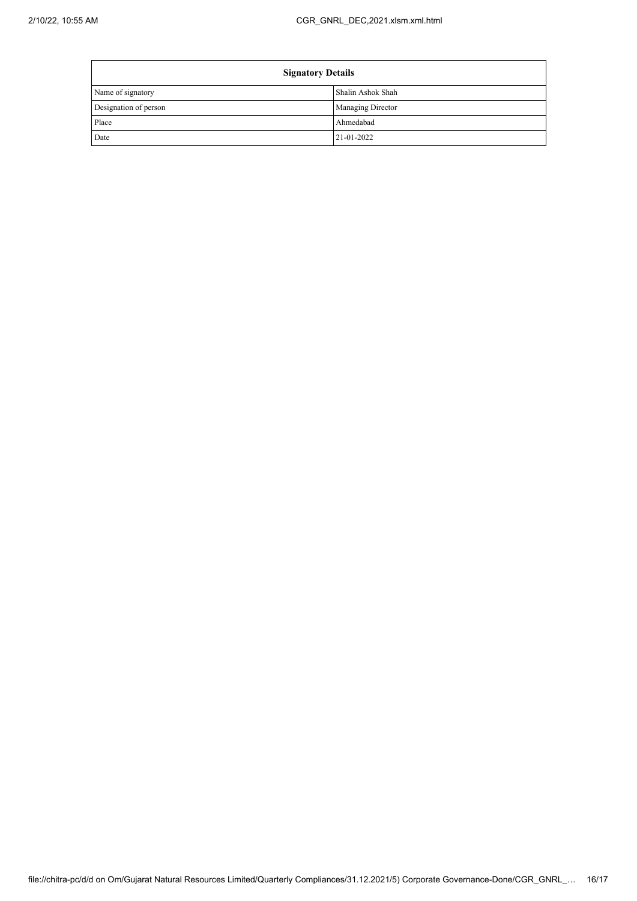| Signatory Details | |
|---|---|
| Name of signatory | Shalin Ashok Shah |
| Designation of person | Managing Director |
| Place | Ahmedabad |
| Date | 21-01-2022 |